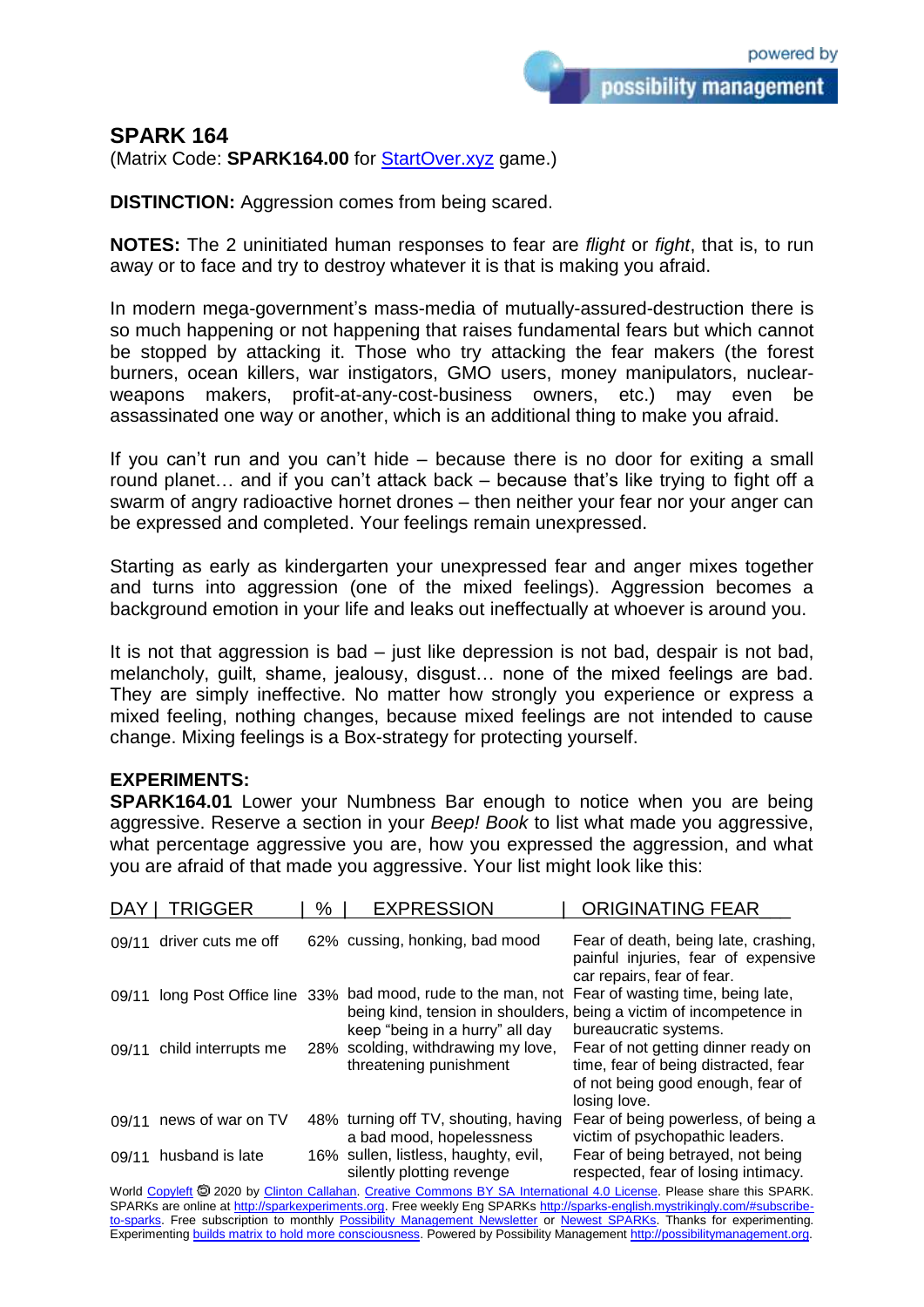## SPARK 164

(Matrix Code: **SPARK164.00** for StartOver.xyz game.)

**DISTINCTION:** Aggression comes from being scared.

**NOTES:** The 2 uninitiated human responses to fear are *flight* or *fight*, that is, to run away or to face and try to destroy whatever it is that is making you afraid.

In modern mega-government's mass-media of mutually-assured-destruction there is so much happening or not happening that raises fundamental fears but which cannot be stopped by attacking it. Those who try attacking the fear makers (the forest burners, ocean killers, war instigators, GMO users, money manipulators, nuclear-weapons makers, profit-at-any-cost-business owners, etc.) may even be assassinated one way or another, which is an additional thing to make you afraid.

If you can't run and you can't hide – because there is no door for exiting a small round planet… and if you can't attack back – because that's like trying to fight off a swarm of angry radioactive hornet drones – then neither your fear nor your anger can be expressed and completed. Your feelings remain unexpressed.

Starting as early as kindergarten your unexpressed fear and anger mixes together and turns into aggression (one of the mixed feelings). Aggression becomes a background emotion in your life and leaks out ineffectually at whoever is around you.

It is not that aggression is bad – just like depression is not bad, despair is not bad, melancholy, guilt, shame, jealousy, disgust… none of the mixed feelings are bad. They are simply ineffective. No matter how strongly you experience or express a mixed feeling, nothing changes, because mixed feelings are not intended to cause change. Mixing feelings is a Box-strategy for protecting yourself.

**EXPERIMENTS:**

**SPARK164.01** Lower your Numbness Bar enough to notice when you are being aggressive. Reserve a section in your *Beep! Book* to list what made you aggressive, what percentage aggressive you are, how you expressed the aggression, and what you are afraid of that made you aggressive. Your list might look like this:

| DAY | TRIGGER | % | EXPRESSION | ORIGINATING FEAR |
|---|---|---|---|---|
| 09/11 | driver cuts me off | 62% | cussing, honking, bad mood | Fear of death, being late, crashing, painful injuries, fear of expensive car repairs, fear of fear. |
| 09/11 | long Post Office line | 33% | bad mood, rude to the man, not being kind, tension in shoulders, keep "being in a hurry" all day | Fear of wasting time, being late, being a victim of incompetence in bureaucratic systems. |
| 09/11 | child interrupts me | 28% | scolding, withdrawing my love, threatening punishment | Fear of not getting dinner ready on time, fear of being distracted, fear of not being good enough, fear of losing love. |
| 09/11 | news of war on TV | 48% | turning off TV, shouting, having a bad mood, hopelessness | Fear of being powerless, of being a victim of psychopathic leaders. |
| 09/11 | husband is late | 16% | sullen, listless, haughty, evil, silently plotting revenge | Fear of being betrayed, not being respected, fear of losing intimacy. |

World Copyleft 🄯 2020 by Clinton Callahan. Creative Commons BY SA International 4.0 License. Please share this SPARK. SPARKs are online at http://sparkexperiments.org. Free weekly Eng SPARKs http://sparks-english.mystrikingly.com/#subscribe-to-sparks. Free subscription to monthly Possibility Management Newsletter or Newest SPARKs. Thanks for experimenting. Experimenting builds matrix to hold more consciousness. Powered by Possibility Management http://possibilitymanagement.org.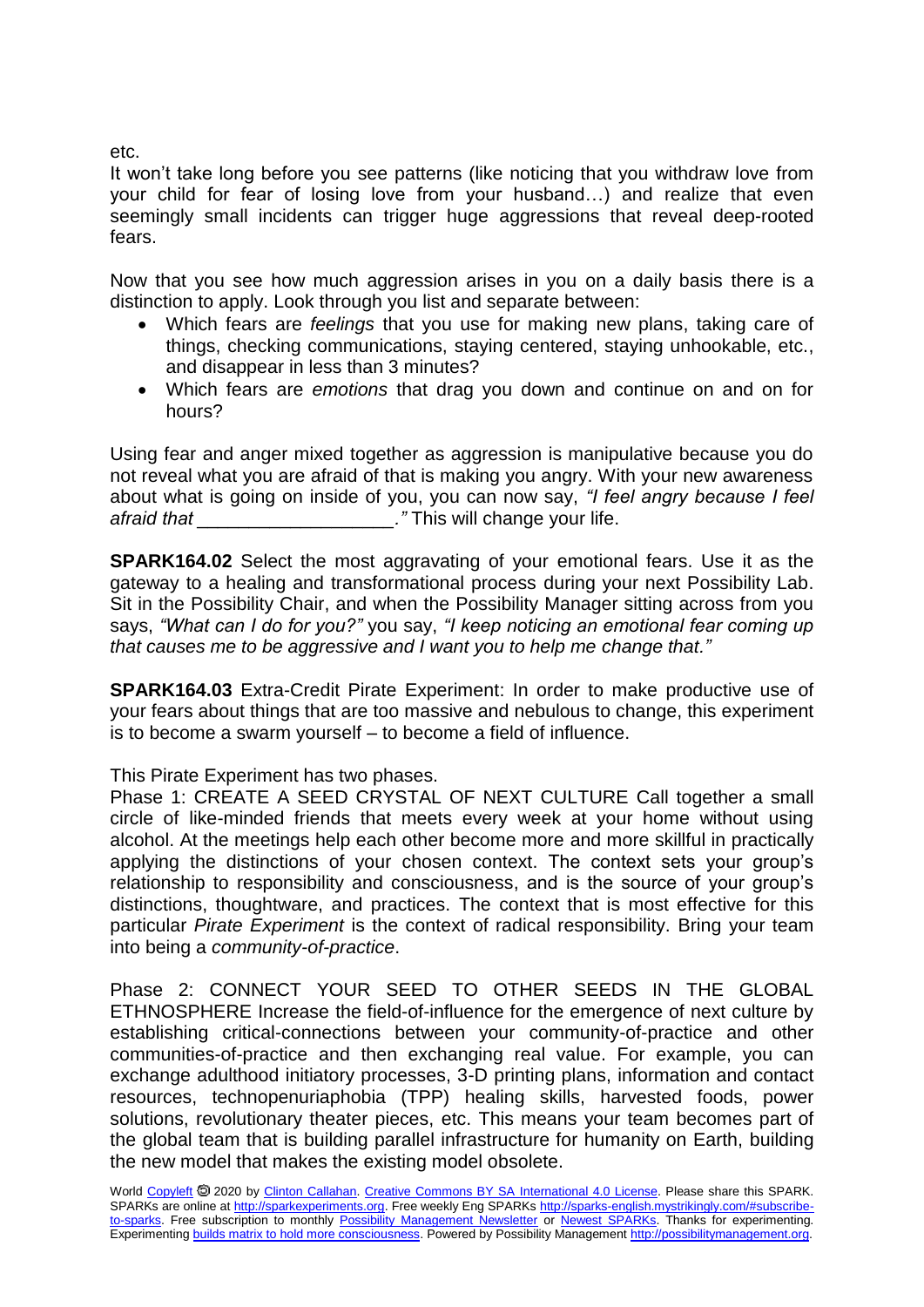etc.

It won't take long before you see patterns (like noticing that you withdraw love from your child for fear of losing love from your husband…) and realize that even seemingly small incidents can trigger huge aggressions that reveal deep-rooted fears.

Now that you see how much aggression arises in you on a daily basis there is a distinction to apply. Look through you list and separate between:

- Which fears are *feelings* that you use for making new plans, taking care of things, checking communications, staying centered, staying unhookable, etc., and disappear in less than 3 minutes?
- Which fears are *emotions* that drag you down and continue on and on for hours?

Using fear and anger mixed together as aggression is manipulative because you do not reveal what you are afraid of that is making you angry. With your new awareness about what is going on inside of you, you can now say, *"I feel angry because I feel afraid that ___________________."* This will change your life.

**SPARK164.02** Select the most aggravating of your emotional fears. Use it as the gateway to a healing and transformational process during your next Possibility Lab. Sit in the Possibility Chair, and when the Possibility Manager sitting across from you says, *"What can I do for you?"* you say, *"I keep noticing an emotional fear coming up that causes me to be aggressive and I want you to help me change that."*

**SPARK164.03** Extra-Credit Pirate Experiment: In order to make productive use of your fears about things that are too massive and nebulous to change, this experiment is to become a swarm yourself – to become a field of influence.

This Pirate Experiment has two phases.

Phase 1: CREATE A SEED CRYSTAL OF NEXT CULTURE Call together a small circle of like-minded friends that meets every week at your home without using alcohol. At the meetings help each other become more and more skillful in practically applying the distinctions of your chosen context. The context sets your group's relationship to responsibility and consciousness, and is the source of your group's distinctions, thoughtware, and practices. The context that is most effective for this particular *Pirate Experiment* is the context of radical responsibility. Bring your team into being a *community-of-practice*.

Phase 2: CONNECT YOUR SEED TO OTHER SEEDS IN THE GLOBAL ETHNOSPHERE Increase the field-of-influence for the emergence of next culture by establishing critical-connections between your community-of-practice and other communities-of-practice and then exchanging real value. For example, you can exchange adulthood initiatory processes, 3-D printing plans, information and contact resources, technopenuriaphobia (TPP) healing skills, harvested foods, power solutions, revolutionary theater pieces, etc. This means your team becomes part of the global team that is building parallel infrastructure for humanity on Earth, building the new model that makes the existing model obsolete.

World Copyleft 🄯 2020 by Clinton Callahan. Creative Commons BY SA International 4.0 License. Please share this SPARK. SPARKs are online at http://sparkexperiments.org. Free weekly Eng SPARKs http://sparks-english.mystrikingly.com/#subscribe-to-sparks. Free subscription to monthly Possibility Management Newsletter or Newest SPARKs. Thanks for experimenting. Experimenting builds matrix to hold more consciousness. Powered by Possibility Management http://possibilitymanagement.org.